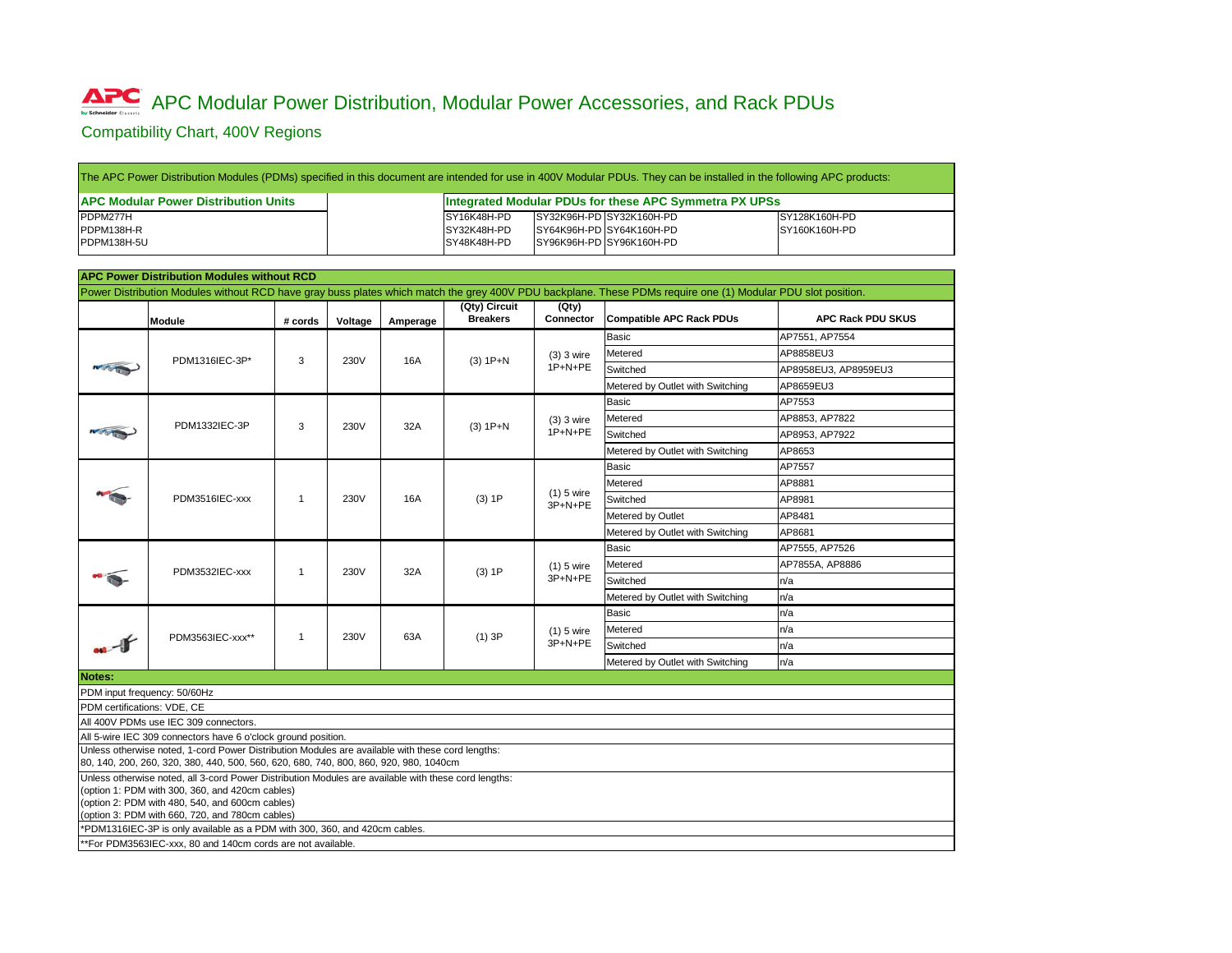# APC Modular Power Distribution, Modular Power Accessories, and Rack PDUs

## Compatibility Chart, 400V Regions

The APC Power Distribution Modules (PDMs) specified in this document are intended for use in 400V Modular PDUs. They can be installed in the following APC products:

| APC Modular Power Distribution Units | Integrated Modular PDUs for these APC Symmetra PX UPSs | | | |
|---|---|---|---|---|
| PDPM277H | SY16K48H-PD | SY32K96H-PD | SY32K160H-PD | SY128K160H-PD |
| PDPM138H-R | SY32K48H-PD | SY64K96H-PD | SY64K160H-PD | SY160K160H-PD |
| PDPM138H-5U | SY48K48H-PD | SY96K96H-PD | SY96K160H-PD | |

### APC Power Distribution Modules without RCD

Power Distribution Modules without RCD have gray buss plates which match the grey 400V PDU backplane. These PDMs require one (1) PDU slot position.

| Module | # cords | Voltage | Amperage | (Qty) Circuit Breakers | (Qty) Connector | Compatible APC Rack PDUs | APC Rack PDU SKUS |
|---|---|---|---|---|---|---|---|
| PDM1316IEC-3P* | 3 | 230V | 16A | (3) 1P+N | (3) 3 wire 1P+N+PE | Basic | AP7551, AP7554 |
| | | | | | | Metered | AP8858EU3 |
| | | | | | | Switched | AP8958EU3, AP8959EU3 |
| | | | | | | Metered by Outlet with Switching | AP8659EU3 |
| PDM1332IEC-3P | 3 | 230V | 32A | (3) 1P+N | (3) 3 wire 1P+N+PE | Basic | AP7553 |
| | | | | | | Metered | AP8853, AP7822 |
| | | | | | | Switched | AP8953, AP7922 |
| | | | | | | Metered by Outlet with Switching | AP8653 |
| PDM3516IEC-xxx | 1 | 230V | 16A | (3) 1P | (1) 5 wire 3P+N+PE | Basic | AP7557 |
| | | | | | | Metered | AP8881 |
| | | | | | | Switched | AP8981 |
| | | | | | | Metered by Outlet | AP8481 |
| | | | | | | Metered by Outlet with Switching | AP8681 |
| PDM3532IEC-xxx | 1 | 230V | 32A | (3) 1P | (1) 5 wire 3P+N+PE | Basic | AP7555, AP7526 |
| | | | | | | Metered | AP7855A, AP8886 |
| | | | | | | Switched | n/a |
| | | | | | | Metered by Outlet with Switching | n/a |
| PDM3563IEC-xxx** | 1 | 230V | 63A | (1) 3P | (1) 5 wire 3P+N+PE | Basic | n/a |
| | | | | | | Metered | n/a |
| | | | | | | Switched | n/a |
| | | | | | | Metered by Outlet with Switching | n/a |

**Notes:**

PDM input frequency: 50/60Hz

PDM certifications: VDE, CE

All 400V PDMs use IEC 309 connectors.

All 5-wire IEC 309 connectors have 6 o'clock ground position.

Unless otherwise noted, 1-cord Power Distribution Modules are available with these cord lengths:
80, 140, 200, 260, 320, 380, 440, 500, 560, 620, 680, 740, 800, 860, 920, 980, 1040cm

Unless otherwise noted, all 3-cord Power Distribution Modules are available with these cord lengths:
(option 1: PDM with 300, 360, and 420cm cables)
(option 2: PDM with 480, 540, and 600cm cables)
(option 3: PDM with 660, 720, and 780cm cables)

*PDM1316IEC-3P is only available as a PDM with 300, 360, and 420cm cables.

**For PDM3563IEC-xxx, 80 and 140cm cords are not available.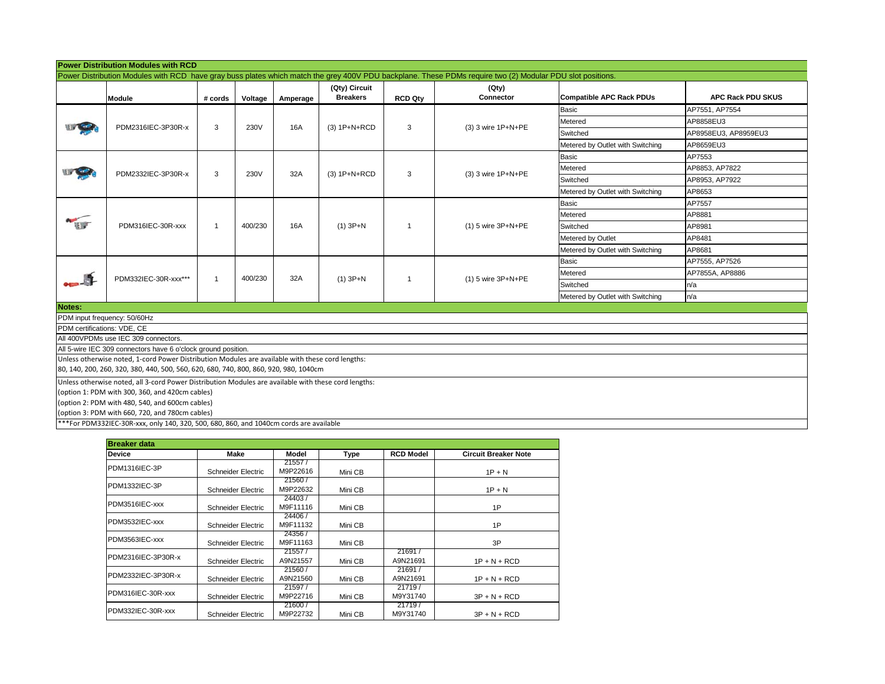## Power Distribution Modules with RCD

Power Distribution Modules with RCD have gray buss plates which match the grey 400V PDU backplane. These PDMs require two (2) Modular PDU slot positions.

| | Module | # cords | Voltage | Amperage | (Qty) Circuit Breakers | RCD Qty | (Qty) Connector | Compatible APC Rack PDUs | APC Rack PDU SKUS |
|---|---|---|---|---|---|---|---|---|---|
| | PDM2316IEC-3P30R-x | 3 | 230V | 16A | (3) 1P+N+RCD | 3 | (3) 3 wire 1P+N+PE | Basic | AP7551, AP7554 |
| | | | | | | | | Metered | AP8858EU3 |
| | | | | | | | | Switched | AP8958EU3, AP8959EU3 |
| | | | | | | | | Metered by Outlet with Switching | AP8659EU3 |
| | PDM2332IEC-3P30R-x | 3 | 230V | 32A | (3) 1P+N+RCD | 3 | (3) 3 wire 1P+N+PE | Basic | AP7553 |
| | | | | | | | | Metered | AP8853, AP7822 |
| | | | | | | | | Switched | AP8953, AP7922 |
| | | | | | | | | Metered by Outlet with Switching | AP8653 |
| | PDM316IEC-30R-xxx | 1 | 400/230 | 16A | (1) 3P+N | 1 | (1) 5 wire 3P+N+PE | Basic | AP7557 |
| | | | | | | | | Metered | AP8881 |
| | | | | | | | | Switched | AP8981 |
| | | | | | | | | Metered by Outlet | AP8481 |
| | | | | | | | | Metered by Outlet with Switching | AP8681 |
| | PDM332IEC-30R-xxx*** | 1 | 400/230 | 32A | (1) 3P+N | 1 | (1) 5 wire 3P+N+PE | Basic | AP7555, AP7526 |
| | | | | | | | | Metered | AP7855A, AP8886 |
| | | | | | | | | Switched | n/a |
| | | | | | | | | Metered by Outlet with Switching | n/a |

**Notes:**

PDM input frequency: 50/60Hz

PDM certifications: VDE, CE

All 400VPDMs use IEC 309 connectors.

All 5-wire IEC 309 connectors have 6 o'clock ground position.

Unless otherwise noted, 1-cord Power Distribution Modules are available with these cord lengths:
80, 140, 200, 260, 320, 380, 440, 500, 560, 620, 680, 740, 800, 860, 920, 980, 1040cm

Unless otherwise noted, all 3-cord Power Distribution Modules are available with these cord lengths:
(option 1: PDM with 300, 360, and 420cm cables)
(option 2: PDM with 480, 540, and 600cm cables)
(option 3: PDM with 660, 720, and 780cm cables)

***For PDM332IEC-30R-xxx, only 140, 320, 500, 680, 860, and 1040cm cords are available

## Breaker data

| Device | Make | Model | Type | RCD Model | Circuit Breaker Note |
|---|---|---|---|---|---|
| PDM1316IEC-3P | Schneider Electric | 21557 / M9P22616 | Mini CB | | 1P + N |
| PDM1332IEC-3P | Schneider Electric | 21560 / M9P22632 | Mini CB | | 1P + N |
| PDM3516IEC-xxx | Schneider Electric | 24403 / M9F11116 | Mini CB | | 1P |
| PDM3532IEC-xxx | Schneider Electric | 24406 / M9F11132 | Mini CB | | 1P |
| PDM3563IEC-xxx | Schneider Electric | 24356 / M9F11163 | Mini CB | | 3P |
| PDM2316IEC-3P30R-x | Schneider Electric | 21557 / A9N21557 | Mini CB | 21691 / A9N21691 | 1P + N + RCD |
| PDM2332IEC-3P30R-x | Schneider Electric | 21560 / A9N21560 | Mini CB | 21691 / A9N21691 | 1P + N + RCD |
| PDM316IEC-30R-xxx | Schneider Electric | 21597 / M9P22716 | Mini CB | 21719 / M9Y31740 | 3P + N + RCD |
| PDM332IEC-30R-xxx | Schneider Electric | 21600 / M9P22732 | Mini CB | 21719 / M9Y31740 | 3P + N + RCD |